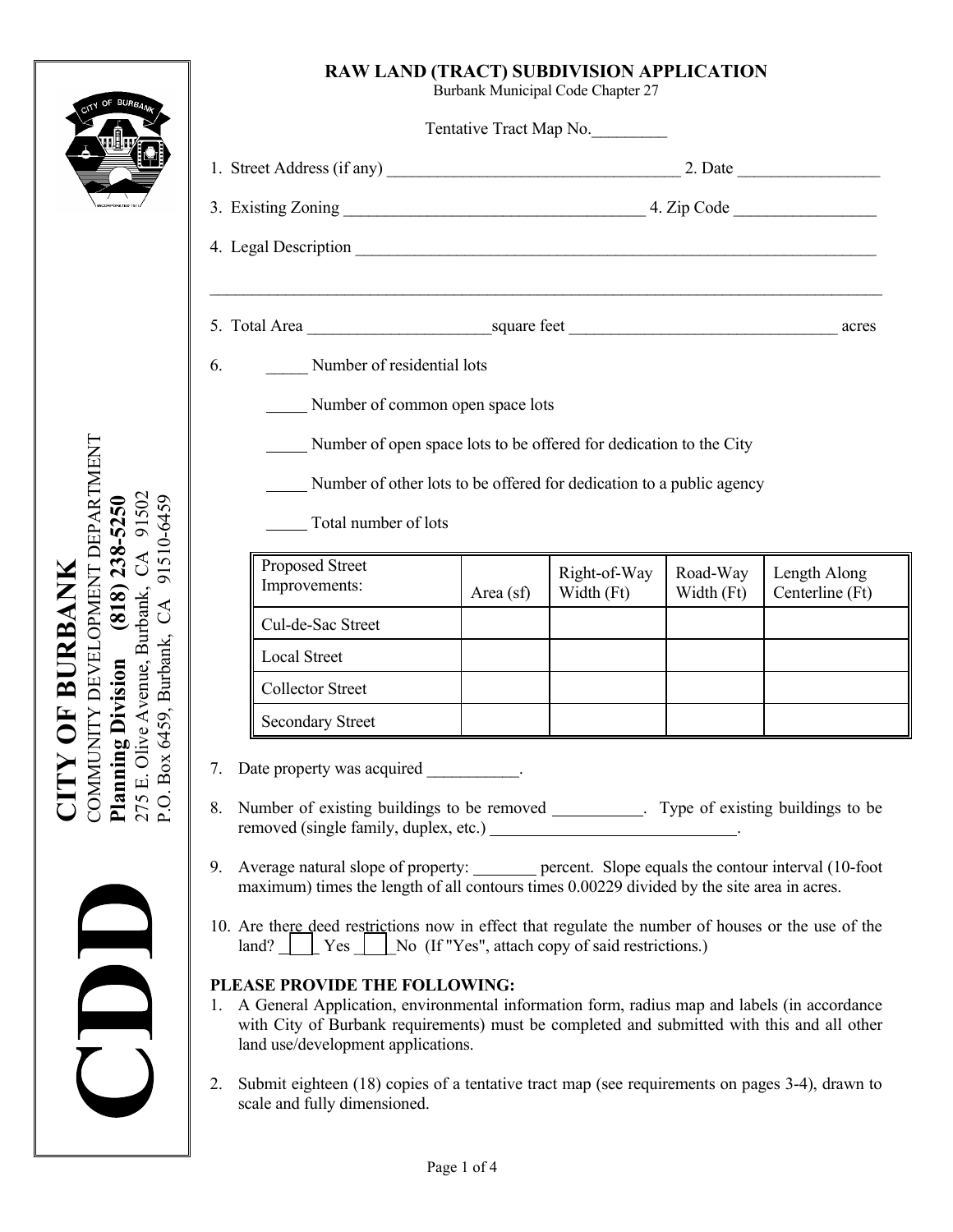# RAW LAND (TRACT) SUBDIVISION APPLICATION

Burbank Municipal Code Chapter 27

Tentative Tract Map No._________

1. Street Address (if any) ____________________________________ 2. Date _________________

3. Existing Zoning ____________________________________ 4. Zip Code _________________

4. Legal Description ____________________________________________________________________

_______________________________________________________________________________________

5. Total Area ______________________square feet _________________________________ acres

6. _____ Number of residential lots

   _____ Number of common open space lots

   _____ Number of open space lots to be offered for dedication to the City

   _____ Number of other lots to be offered for dedication to a public agency

   _____ Total number of lots

| Proposed Street Improvements: | Area (sf) | Right-of-Way Width (Ft) | Road-Way Width (Ft) | Length Along Centerline (Ft) |
|---|---|---|---|---|
| Cul-de-Sac Street | | | | |
| Local Street | | | | |
| Collector Street | | | | |
| Secondary Street | | | | |

7. Date property was acquired ___________.

8. Number of existing buildings to be removed ___________. Type of existing buildings to be removed (single family, duplex, etc.) ______________________________.

9. Average natural slope of property: ________ percent. Slope equals the contour interval (10-foot maximum) times the length of all contours times 0.00229 divided by the site area in acres.

10. Are there deed restrictions now in effect that regulate the number of houses or the use of the land? ___ Yes ___ No (If "Yes", attach copy of said restrictions.)

**PLEASE PROVIDE THE FOLLOWING:**

1. A General Application, environmental information form, radius map and labels (in accordance with City of Burbank requirements) must be completed and submitted with this and all other land use/development applications.

2. Submit eighteen (18) copies of a tentative tract map (see requirements on pages 3-4), drawn to scale and fully dimensioned.

**CDD**

**CITY OF BURBANK**
COMMUNITY DEVELOPMENT DEPARTMENT
**Planning Division (818) 238-5250**
275 E. Olive Avenue, Burbank, CA 91502
P.O. Box 6459, Burbank, CA 91510-6459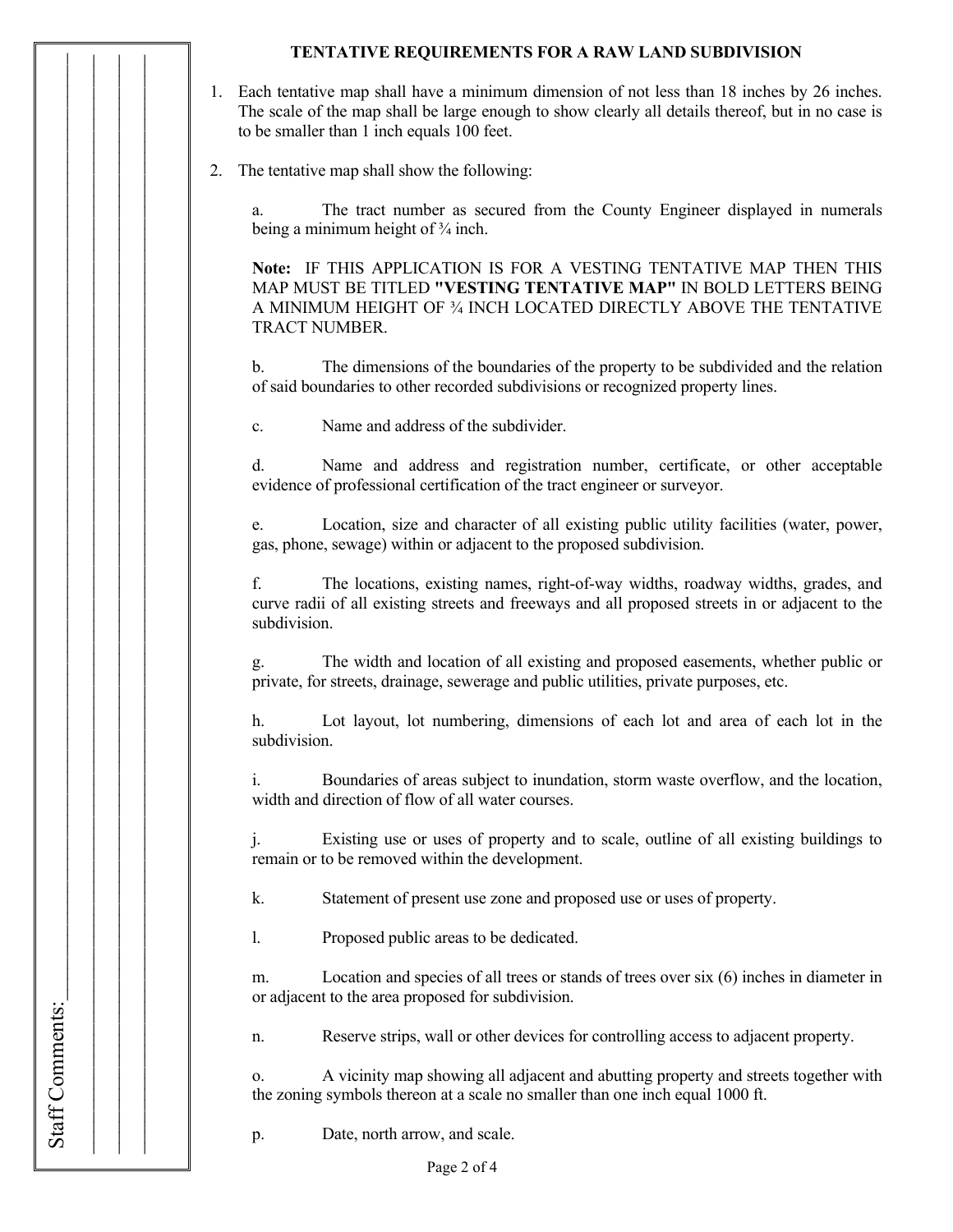## TENTATIVE REQUIREMENTS FOR A RAW LAND SUBDIVISION

1. Each tentative map shall have a minimum dimension of not less than 18 inches by 26 inches. The scale of the map shall be large enough to show clearly all details thereof, but in no case is to be smaller than 1 inch equals 100 feet.

2. The tentative map shall show the following:

   a. The tract number as secured from the County Engineer displayed in numerals being a minimum height of ¾ inch.

   **Note:** IF THIS APPLICATION IS FOR A VESTING TENTATIVE MAP THEN THIS MAP MUST BE TITLED **"VESTING TENTATIVE MAP"** IN BOLD LETTERS BEING A MINIMUM HEIGHT OF ¾ INCH LOCATED DIRECTLY ABOVE THE TENTATIVE TRACT NUMBER.

   b. The dimensions of the boundaries of the property to be subdivided and the relation of said boundaries to other recorded subdivisions or recognized property lines.

   c. Name and address of the subdivider.

   d. Name and address and registration number, certificate, or other acceptable evidence of professional certification of the tract engineer or surveyor.

   e. Location, size and character of all existing public utility facilities (water, power, gas, phone, sewage) within or adjacent to the proposed subdivision.

   f. The locations, existing names, right-of-way widths, roadway widths, grades, and curve radii of all existing streets and freeways and all proposed streets in or adjacent to the subdivision.

   g. The width and location of all existing and proposed easements, whether public or private, for streets, drainage, sewerage and public utilities, private purposes, etc.

   h. Lot layout, lot numbering, dimensions of each lot and area of each lot in the subdivision.

   i. Boundaries of areas subject to inundation, storm waste overflow, and the location, width and direction of flow of all water courses.

   j. Existing use or uses of property and to scale, outline of all existing buildings to remain or to be removed within the development.

   k. Statement of present use zone and proposed use or uses of property.

   l. Proposed public areas to be dedicated.

   m. Location and species of all trees or stands of trees over six (6) inches in diameter in or adjacent to the area proposed for subdivision.

   n. Reserve strips, wall or other devices for controlling access to adjacent property.

   o. A vicinity map showing all adjacent and abutting property and streets together with the zoning symbols thereon at a scale no smaller than one inch equal 1000 ft.

   p. Date, north arrow, and scale.

Staff Comments:\_\_\_\_\_\_\_\_\_\_\_\_\_\_\_\_\_\_\_\_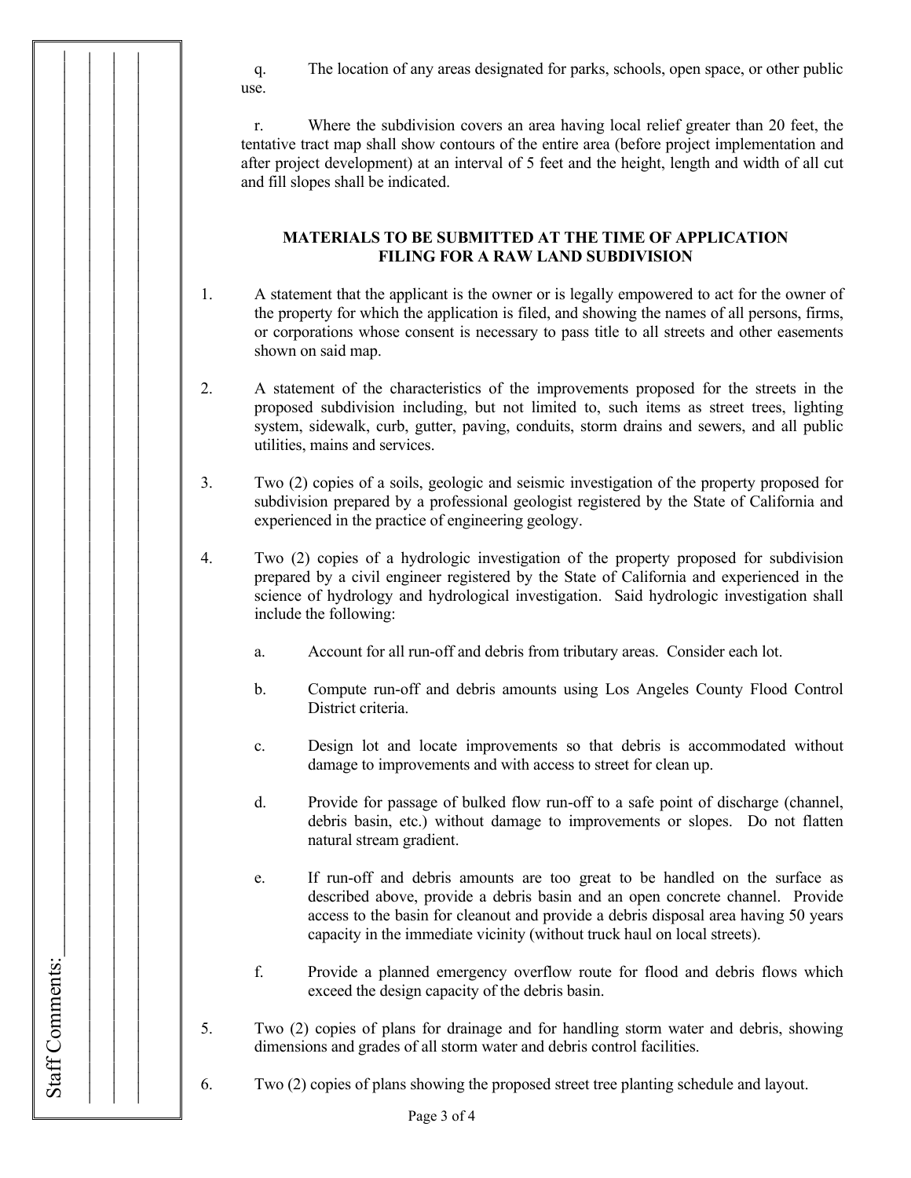q. The location of any areas designated for parks, schools, open space, or other public use.

r. Where the subdivision covers an area having local relief greater than 20 feet, the tentative tract map shall show contours of the entire area (before project implementation and after project development) at an interval of 5 feet and the height, length and width of all cut and fill slopes shall be indicated.

## MATERIALS TO BE SUBMITTED AT THE TIME OF APPLICATION FILING FOR A RAW LAND SUBDIVISION

1. A statement that the applicant is the owner or is legally empowered to act for the owner of the property for which the application is filed, and showing the names of all persons, firms, or corporations whose consent is necessary to pass title to all streets and other easements shown on said map.

2. A statement of the characteristics of the improvements proposed for the streets in the proposed subdivision including, but not limited to, such items as street trees, lighting system, sidewalk, curb, gutter, paving, conduits, storm drains and sewers, and all public utilities, mains and services.

3. Two (2) copies of a soils, geologic and seismic investigation of the property proposed for subdivision prepared by a professional geologist registered by the State of California and experienced in the practice of engineering geology.

4. Two (2) copies of a hydrologic investigation of the property proposed for subdivision prepared by a civil engineer registered by the State of California and experienced in the science of hydrology and hydrological investigation. Said hydrologic investigation shall include the following:

   a. Account for all run-off and debris from tributary areas. Consider each lot.

   b. Compute run-off and debris amounts using Los Angeles County Flood Control District criteria.

   c. Design lot and locate improvements so that debris is accommodated without damage to improvements and with access to street for clean up.

   d. Provide for passage of bulked flow run-off to a safe point of discharge (channel, debris basin, etc.) without damage to improvements or slopes. Do not flatten natural stream gradient.

   e. If run-off and debris amounts are too great to be handled on the surface as described above, provide a debris basin and an open concrete channel. Provide access to the basin for cleanout and provide a debris disposal area having 50 years capacity in the immediate vicinity (without truck haul on local streets).

   f. Provide a planned emergency overflow route for flood and debris flows which exceed the design capacity of the debris basin.

5. Two (2) copies of plans for drainage and for handling storm water and debris, showing dimensions and grades of all storm water and debris control facilities.

6. Two (2) copies of plans showing the proposed street tree planting schedule and layout.

Staff Comments: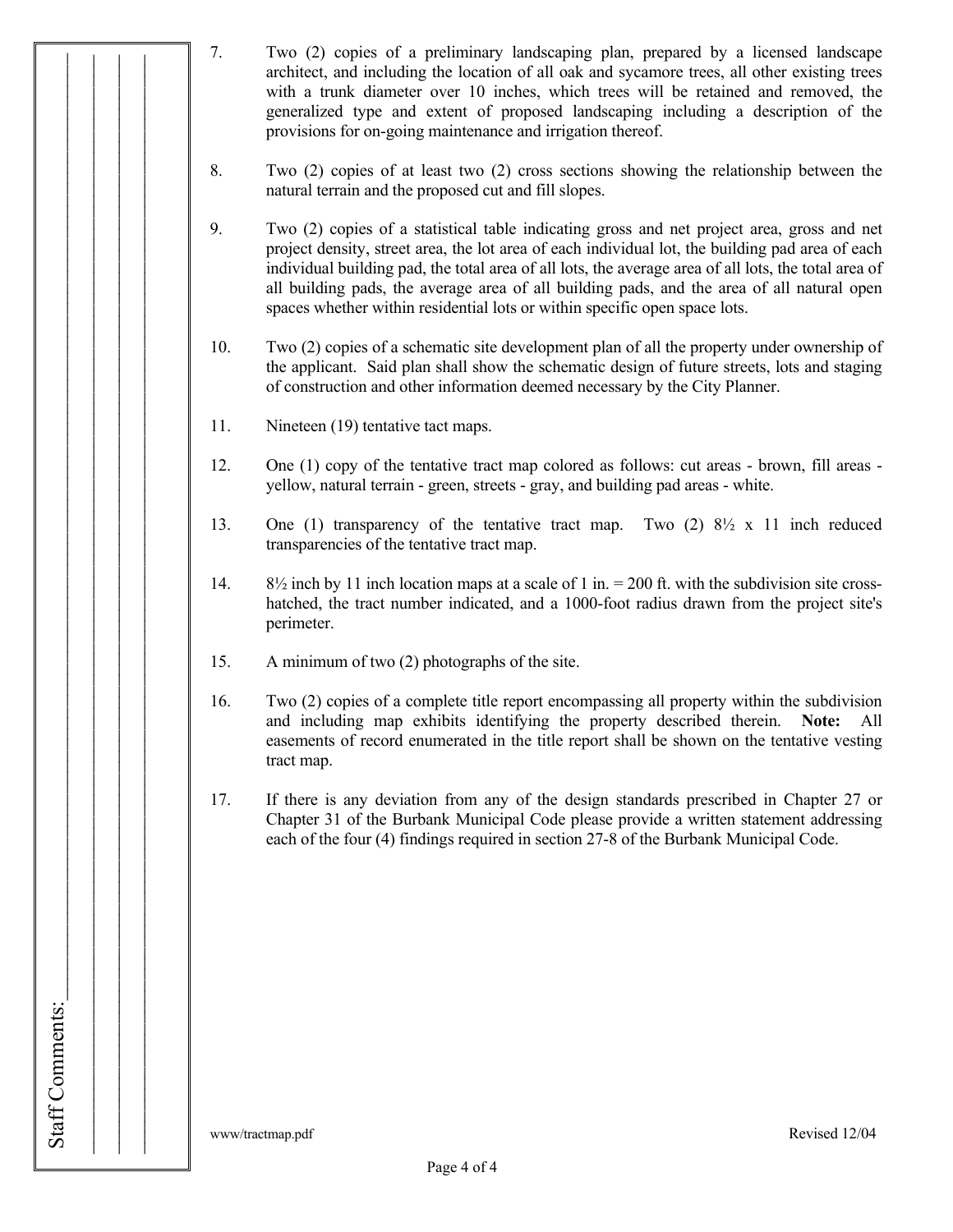7. Two (2) copies of a preliminary landscaping plan, prepared by a licensed landscape architect, and including the location of all oak and sycamore trees, all other existing trees with a trunk diameter over 10 inches, which trees will be retained and removed, the generalized type and extent of proposed landscaping including a description of the provisions for on-going maintenance and irrigation thereof.

8. Two (2) copies of at least two (2) cross sections showing the relationship between the natural terrain and the proposed cut and fill slopes.

9. Two (2) copies of a statistical table indicating gross and net project area, gross and net project density, street area, the lot area of each individual lot, the building pad area of each individual building pad, the total area of all lots, the average area of all lots, the total area of all building pads, the average area of all building pads, and the area of all natural open spaces whether within residential lots or within specific open space lots.

10. Two (2) copies of a schematic site development plan of all the property under ownership of the applicant. Said plan shall show the schematic design of future streets, lots and staging of construction and other information deemed necessary by the City Planner.

11. Nineteen (19) tentative tact maps.

12. One (1) copy of the tentative tract map colored as follows: cut areas - brown, fill areas - yellow, natural terrain - green, streets - gray, and building pad areas - white.

13. One (1) transparency of the tentative tract map. Two (2) 8½ x 11 inch reduced transparencies of the tentative tract map.

14. 8½ inch by 11 inch location maps at a scale of 1 in. = 200 ft. with the subdivision site cross-hatched, the tract number indicated, and a 1000-foot radius drawn from the project site's perimeter.

15. A minimum of two (2) photographs of the site.

16. Two (2) copies of a complete title report encompassing all property within the subdivision and including map exhibits identifying the property described therein. **Note:** All easements of record enumerated in the title report shall be shown on the tentative vesting tract map.

17. If there is any deviation from any of the design standards prescribed in Chapter 27 or Chapter 31 of the Burbank Municipal Code please provide a written statement addressing each of the four (4) findings required in section 27-8 of the Burbank Municipal Code.

Staff Comments:\_\_\_\_\_\_\_\_\_\_\_\_\_\_\_\_\_\_\_\_

www/tractmap.pdf Revised 12/04